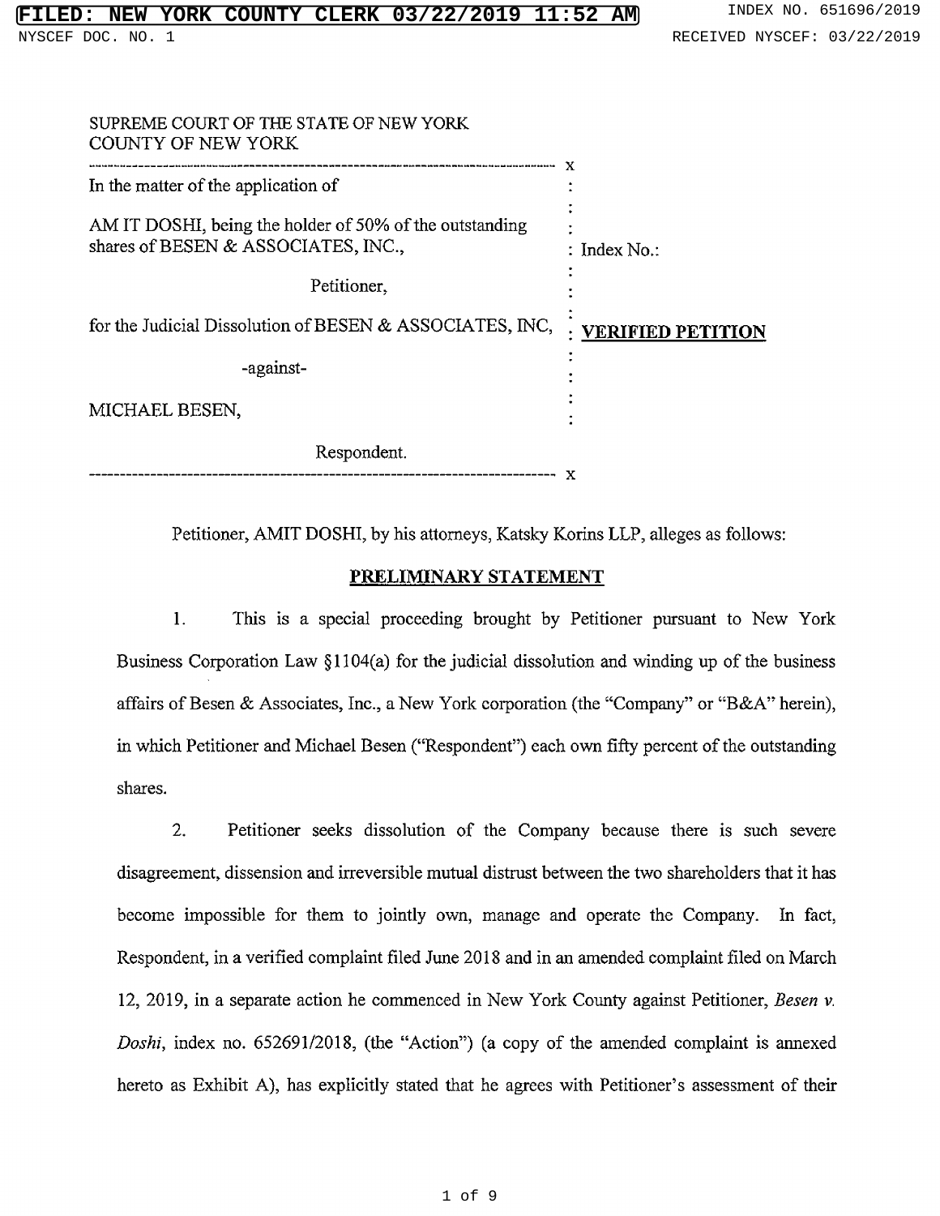SUPREME COURT OF THE STATE OF NEW YORK
COUNTY OF NEW YORK

---

In the matter of the application of

AM IT DOSHI, being the holder of 50% of the outstanding shares of BESEN & ASSOCIATES, INC.,

Petitioner,

for the Judicial Dissolution of BESEN & ASSOCIATES, INC,

-against-

MICHAEL BESEN,

Respondent.

---

Index No.:

**VERIFIED PETITION**

Petitioner, AMIT DOSHI, by his attorneys, Katsky Korins LLP, alleges as follows:

## PRELIMINARY STATEMENT

1. This is a special proceeding brought by Petitioner pursuant to New York Business Corporation Law §1104(a) for the judicial dissolution and winding up of the business affairs of Besen & Associates, Inc., a New York corporation (the "Company" or "B&A" herein), in which Petitioner and Michael Besen ("Respondent") each own fifty percent of the outstanding shares.

2. Petitioner seeks dissolution of the Company because there is such severe disagreement, dissension and irreversible mutual distrust between the two shareholders that it has become impossible for them to jointly own, manage and operate the Company. In fact, Respondent, in a verified complaint filed June 2018 and in an amended complaint filed on March 12, 2019, in a separate action he commenced in New York County against Petitioner, *Besen v. Doshi*, index no. 652691/2018, (the "Action") (a copy of the amended complaint is annexed hereto as Exhibit A), has explicitly stated that he agrees with Petitioner's assessment of their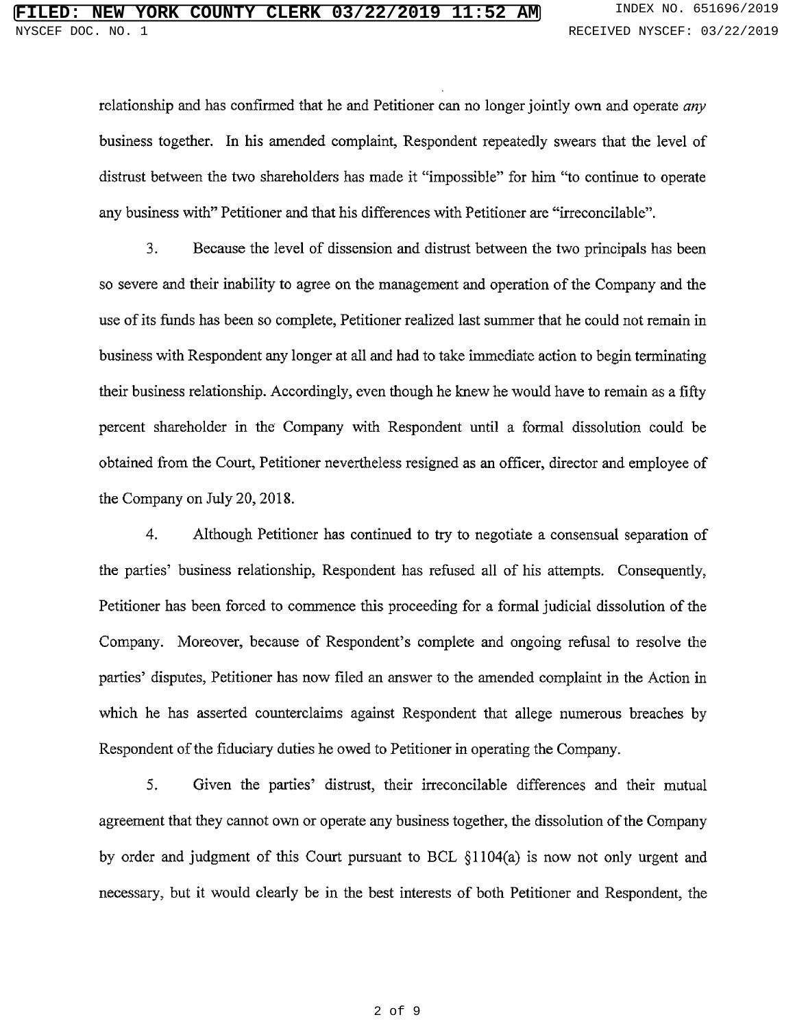relationship and has confirmed that he and Petitioner can no longer jointly own and operate *any* business together. In his amended complaint, Respondent repeatedly swears that the level of distrust between the two shareholders has made it "impossible" for him "to continue to operate any business with" Petitioner and that his differences with Petitioner are "irreconcilable".

3. Because the level of dissension and distrust between the two principals has been so severe and their inability to agree on the management and operation of the Company and the use of its funds has been so complete, Petitioner realized last summer that he could not remain in business with Respondent any longer at all and had to take immediate action to begin terminating their business relationship. Accordingly, even though he knew he would have to remain as a fifty percent shareholder in the Company with Respondent until a formal dissolution could be obtained from the Court, Petitioner nevertheless resigned as an officer, director and employee of the Company on July 20, 2018.

4. Although Petitioner has continued to try to negotiate a consensual separation of the parties' business relationship, Respondent has refused all of his attempts. Consequently, Petitioner has been forced to commence this proceeding for a formal judicial dissolution of the Company. Moreover, because of Respondent's complete and ongoing refusal to resolve the parties' disputes, Petitioner has now filed an answer to the amended complaint in the Action in which he has asserted counterclaims against Respondent that allege numerous breaches by Respondent of the fiduciary duties he owed to Petitioner in operating the Company.

5. Given the parties' distrust, their irreconcilable differences and their mutual agreement that they cannot own or operate any business together, the dissolution of the Company by order and judgment of this Court pursuant to BCL §1104(a) is now not only urgent and necessary, but it would clearly be in the best interests of both Petitioner and Respondent, the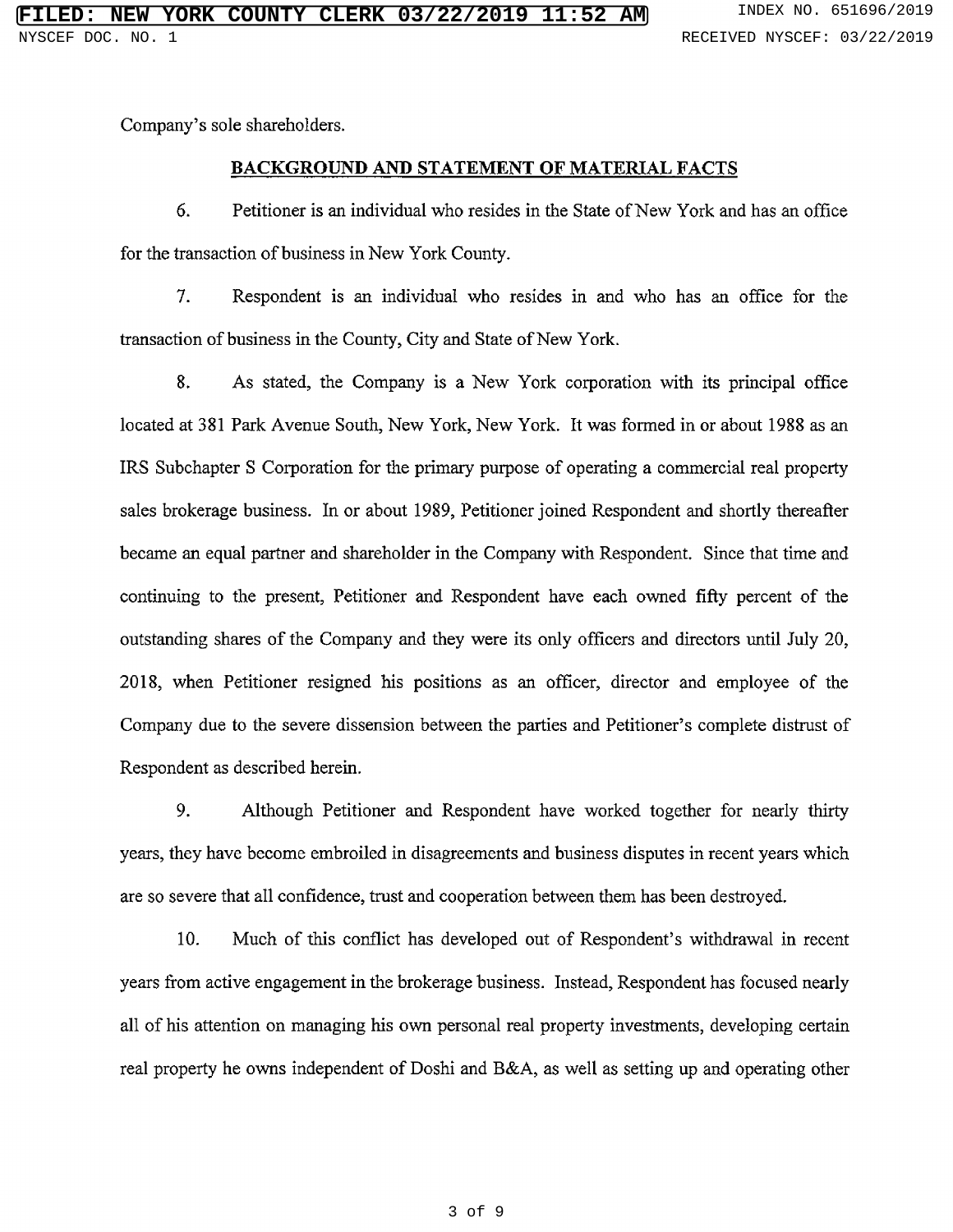Company's sole shareholders.

## BACKGROUND AND STATEMENT OF MATERIAL FACTS

6. Petitioner is an individual who resides in the State of New York and has an office for the transaction of business in New York County.

7. Respondent is an individual who resides in and who has an office for the transaction of business in the County, City and State of New York.

8. As stated, the Company is a New York corporation with its principal office located at 381 Park Avenue South, New York, New York. It was formed in or about 1988 as an IRS Subchapter S Corporation for the primary purpose of operating a commercial real property sales brokerage business. In or about 1989, Petitioner joined Respondent and shortly thereafter became an equal partner and shareholder in the Company with Respondent. Since that time and continuing to the present, Petitioner and Respondent have each owned fifty percent of the outstanding shares of the Company and they were its only officers and directors until July 20, 2018, when Petitioner resigned his positions as an officer, director and employee of the Company due to the severe dissension between the parties and Petitioner's complete distrust of Respondent as described herein.

9. Although Petitioner and Respondent have worked together for nearly thirty years, they have become embroiled in disagreements and business disputes in recent years which are so severe that all confidence, trust and cooperation between them has been destroyed.

10. Much of this conflict has developed out of Respondent's withdrawal in recent years from active engagement in the brokerage business. Instead, Respondent has focused nearly all of his attention on managing his own personal real property investments, developing certain real property he owns independent of Doshi and B&A, as well as setting up and operating other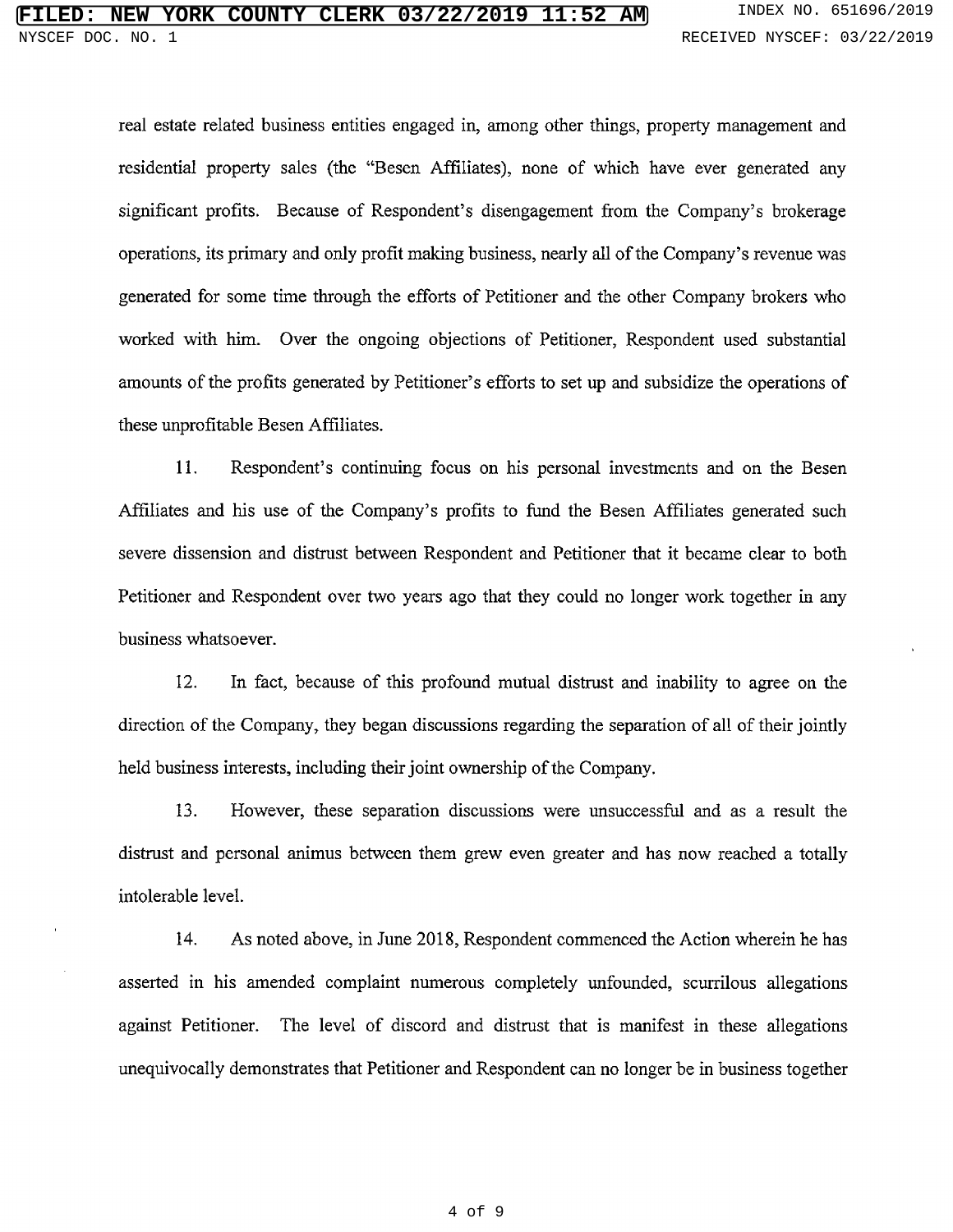real estate related business entities engaged in, among other things, property management and residential property sales (the "Besen Affiliates), none of which have ever generated any significant profits. Because of Respondent's disengagement from the Company's brokerage operations, its primary and only profit making business, nearly all of the Company's revenue was generated for some time through the efforts of Petitioner and the other Company brokers who worked with him. Over the ongoing objections of Petitioner, Respondent used substantial amounts of the profits generated by Petitioner's efforts to set up and subsidize the operations of these unprofitable Besen Affiliates.

11. Respondent's continuing focus on his personal investments and on the Besen Affiliates and his use of the Company's profits to fund the Besen Affiliates generated such severe dissension and distrust between Respondent and Petitioner that it became clear to both Petitioner and Respondent over two years ago that they could no longer work together in any business whatsoever.

12. In fact, because of this profound mutual distrust and inability to agree on the direction of the Company, they began discussions regarding the separation of all of their jointly held business interests, including their joint ownership of the Company.

13. However, these separation discussions were unsuccessful and as a result the distrust and personal animus between them grew even greater and has now reached a totally intolerable level.

14. As noted above, in June 2018, Respondent commenced the Action wherein he has asserted in his amended complaint numerous completely unfounded, scurrilous allegations against Petitioner. The level of discord and distrust that is manifest in these allegations unequivocally demonstrates that Petitioner and Respondent can no longer be in business together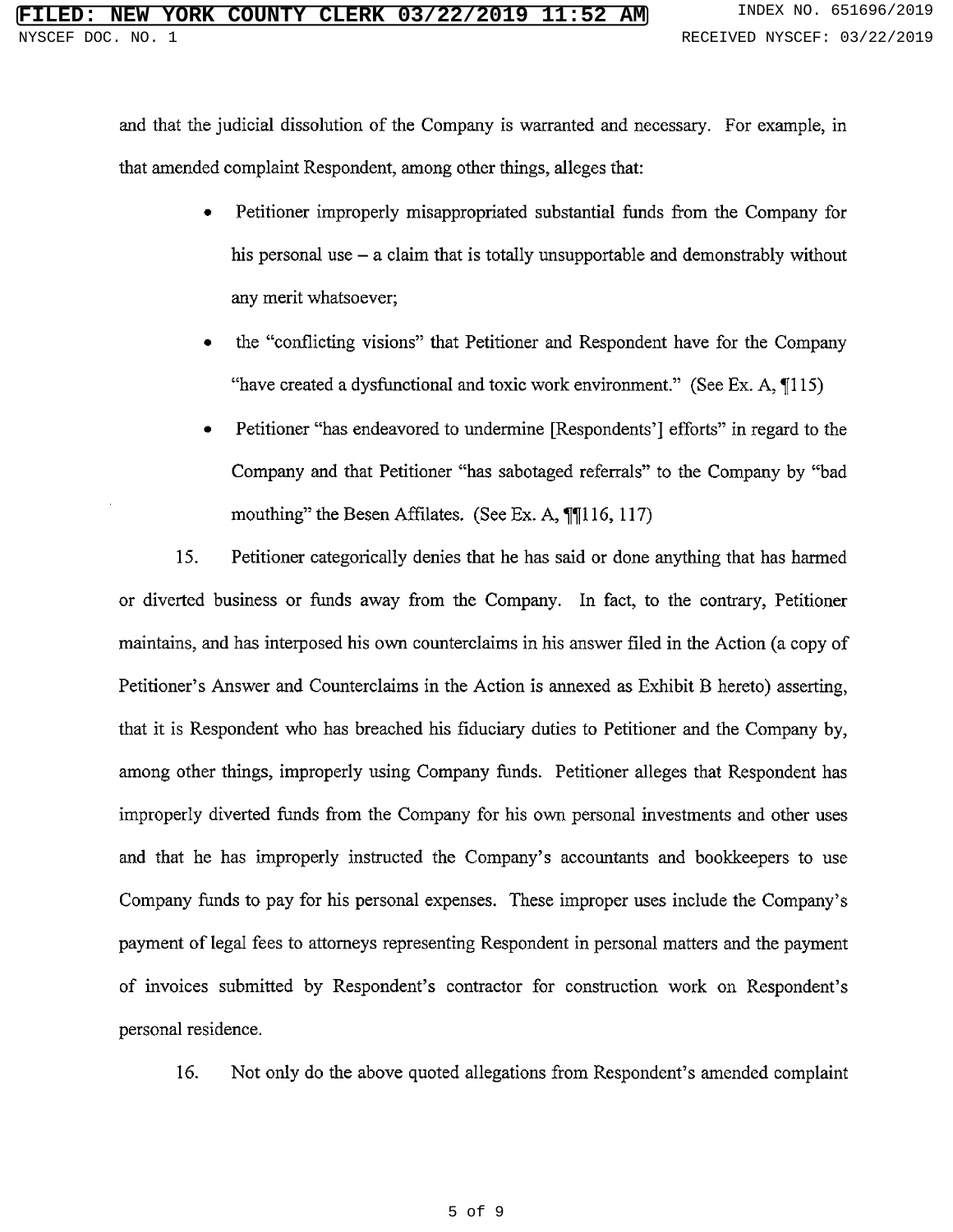and that the judicial dissolution of the Company is warranted and necessary. For example, in that amended complaint Respondent, among other things, alleges that:

- Petitioner improperly misappropriated substantial funds from the Company for his personal use – a claim that is totally unsupportable and demonstrably without any merit whatsoever;
- the "conflicting visions" that Petitioner and Respondent have for the Company "have created a dysfunctional and toxic work environment." (See Ex. A, ¶115)
- Petitioner "has endeavored to undermine [Respondents'] efforts" in regard to the Company and that Petitioner "has sabotaged referrals" to the Company by "bad mouthing" the Besen Affilates. (See Ex. A, ¶¶116, 117)

15. Petitioner categorically denies that he has said or done anything that has harmed or diverted business or funds away from the Company. In fact, to the contrary, Petitioner maintains, and has interposed his own counterclaims in his answer filed in the Action (a copy of Petitioner's Answer and Counterclaims in the Action is annexed as Exhibit B hereto) asserting, that it is Respondent who has breached his fiduciary duties to Petitioner and the Company by, among other things, improperly using Company funds. Petitioner alleges that Respondent has improperly diverted funds from the Company for his own personal investments and other uses and that he has improperly instructed the Company's accountants and bookkeepers to use Company funds to pay for his personal expenses. These improper uses include the Company's payment of legal fees to attorneys representing Respondent in personal matters and the payment of invoices submitted by Respondent's contractor for construction work on Respondent's personal residence.

16. Not only do the above quoted allegations from Respondent's amended complaint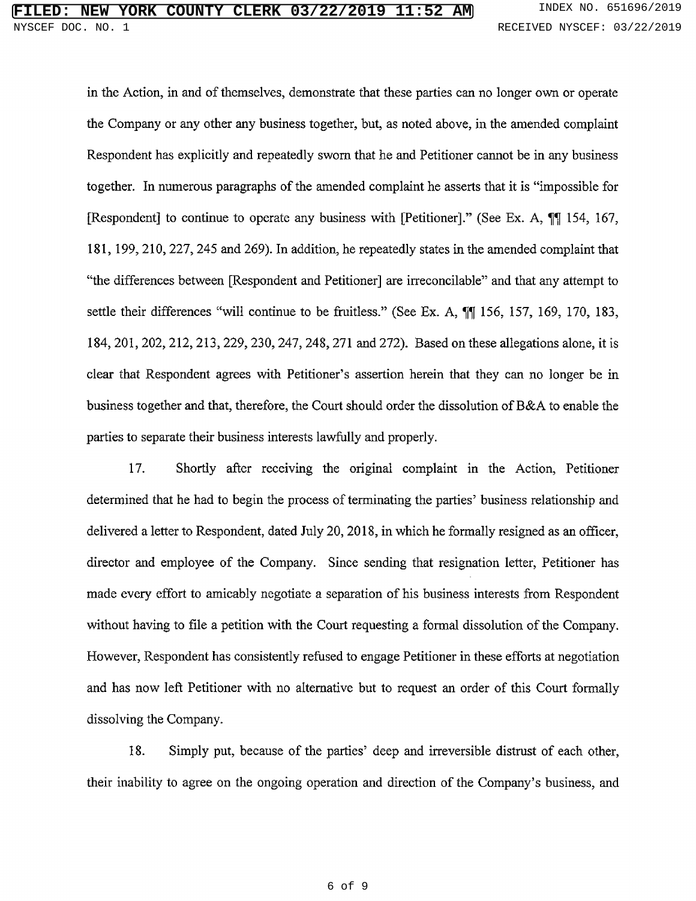in the Action, in and of themselves, demonstrate that these parties can no longer own or operate the Company or any other any business together, but, as noted above, in the amended complaint Respondent has explicitly and repeatedly sworn that he and Petitioner cannot be in any business together. In numerous paragraphs of the amended complaint he asserts that it is "impossible for [Respondent] to continue to operate any business with [Petitioner]." (See Ex. A, ¶¶ 154, 167, 181, 199, 210, 227, 245 and 269). In addition, he repeatedly states in the amended complaint that "the differences between [Respondent and Petitioner] are irreconcilable" and that any attempt to settle their differences "will continue to be fruitless." (See Ex. A, ¶¶ 156, 157, 169, 170, 183, 184, 201, 202, 212, 213, 229, 230, 247, 248, 271 and 272). Based on these allegations alone, it is clear that Respondent agrees with Petitioner's assertion herein that they can no longer be in business together and that, therefore, the Court should order the dissolution of B&A to enable the parties to separate their business interests lawfully and properly.

17. Shortly after receiving the original complaint in the Action, Petitioner determined that he had to begin the process of terminating the parties' business relationship and delivered a letter to Respondent, dated July 20, 2018, in which he formally resigned as an officer, director and employee of the Company. Since sending that resignation letter, Petitioner has made every effort to amicably negotiate a separation of his business interests from Respondent without having to file a petition with the Court requesting a formal dissolution of the Company. However, Respondent has consistently refused to engage Petitioner in these efforts at negotiation and has now left Petitioner with no alternative but to request an order of this Court formally dissolving the Company.

18. Simply put, because of the parties' deep and irreversible distrust of each other, their inability to agree on the ongoing operation and direction of the Company's business, and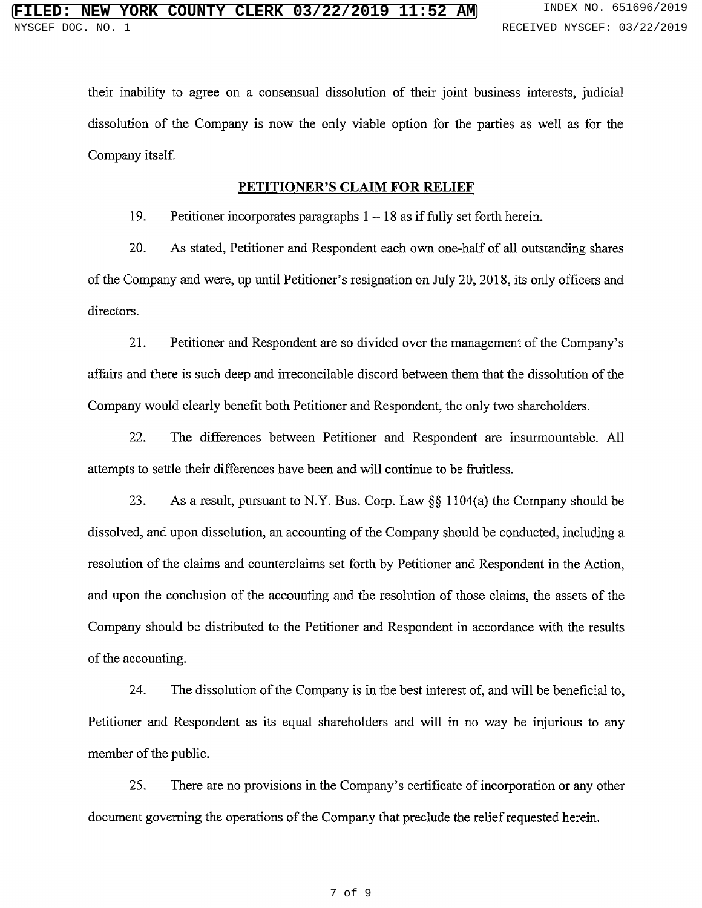their inability to agree on a consensual dissolution of their joint business interests, judicial dissolution of the Company is now the only viable option for the parties as well as for the Company itself.

## PETITIONER'S CLAIM FOR RELIEF

19. Petitioner incorporates paragraphs 1 – 18 as if fully set forth herein.

20. As stated, Petitioner and Respondent each own one-half of all outstanding shares of the Company and were, up until Petitioner's resignation on July 20, 2018, its only officers and directors.

21. Petitioner and Respondent are so divided over the management of the Company's affairs and there is such deep and irreconcilable discord between them that the dissolution of the Company would clearly benefit both Petitioner and Respondent, the only two shareholders.

22. The differences between Petitioner and Respondent are insurmountable. All attempts to settle their differences have been and will continue to be fruitless.

23. As a result, pursuant to N.Y. Bus. Corp. Law §§ 1104(a) the Company should be dissolved, and upon dissolution, an accounting of the Company should be conducted, including a resolution of the claims and counterclaims set forth by Petitioner and Respondent in the Action, and upon the conclusion of the accounting and the resolution of those claims, the assets of the Company should be distributed to the Petitioner and Respondent in accordance with the results of the accounting.

24. The dissolution of the Company is in the best interest of, and will be beneficial to, Petitioner and Respondent as its equal shareholders and will in no way be injurious to any member of the public.

25. There are no provisions in the Company's certificate of incorporation or any other document governing the operations of the Company that preclude the relief requested herein.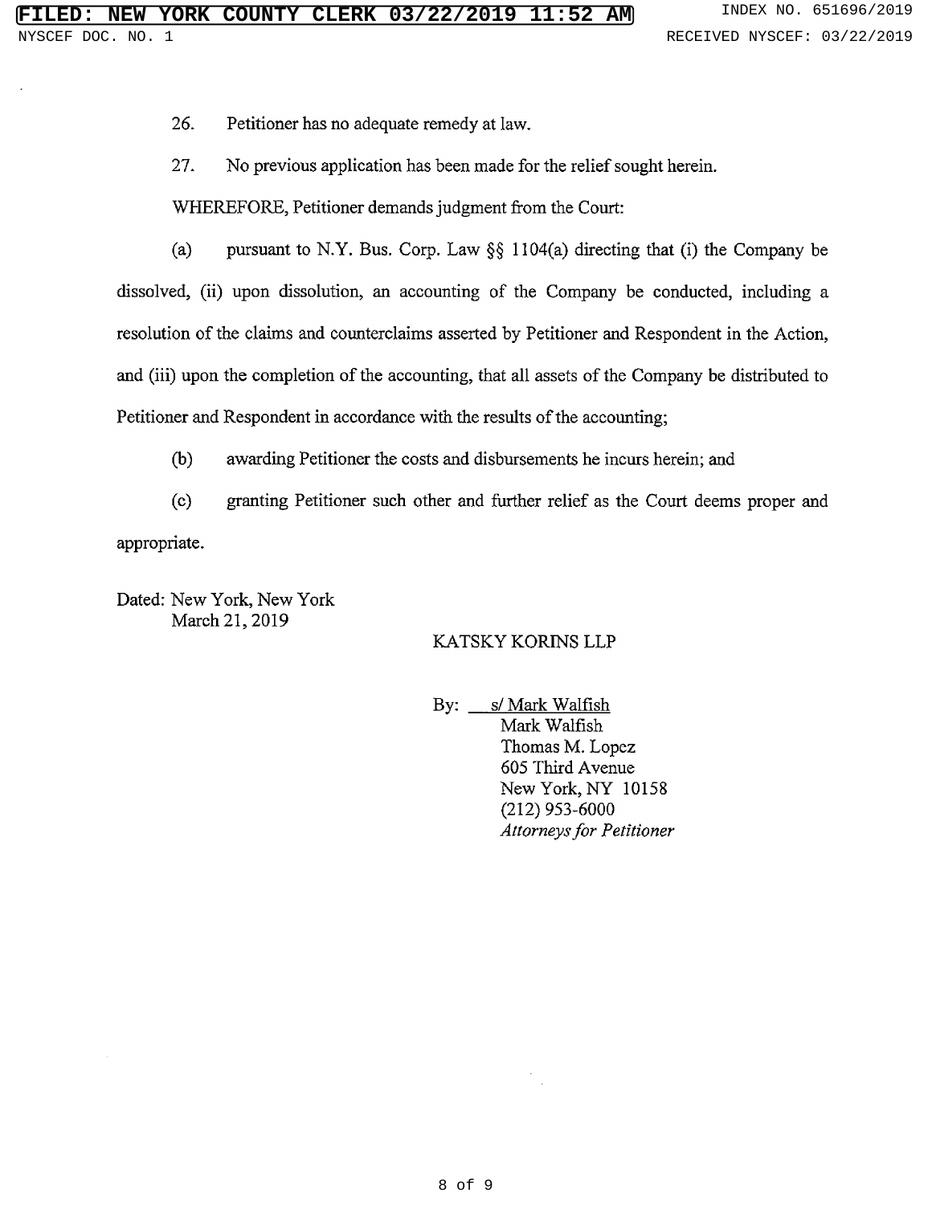26. Petitioner has no adequate remedy at law.

27. No previous application has been made for the relief sought herein.

WHEREFORE, Petitioner demands judgment from the Court:

(a) pursuant to N.Y. Bus. Corp. Law §§ 1104(a) directing that (i) the Company be dissolved, (ii) upon dissolution, an accounting of the Company be conducted, including a resolution of the claims and counterclaims asserted by Petitioner and Respondent in the Action, and (iii) upon the completion of the accounting, that all assets of the Company be distributed to Petitioner and Respondent in accordance with the results of the accounting;

(b) awarding Petitioner the costs and disbursements he incurs herein; and

(c) granting Petitioner such other and further relief as the Court deems proper and appropriate.

Dated: New York, New York
March 21, 2019

KATSKY KORINS LLP

By: s/ Mark Walfish
Mark Walfish
Thomas M. Lopez
605 Third Avenue
New York, NY 10158
(212) 953-6000
*Attorneys for Petitioner*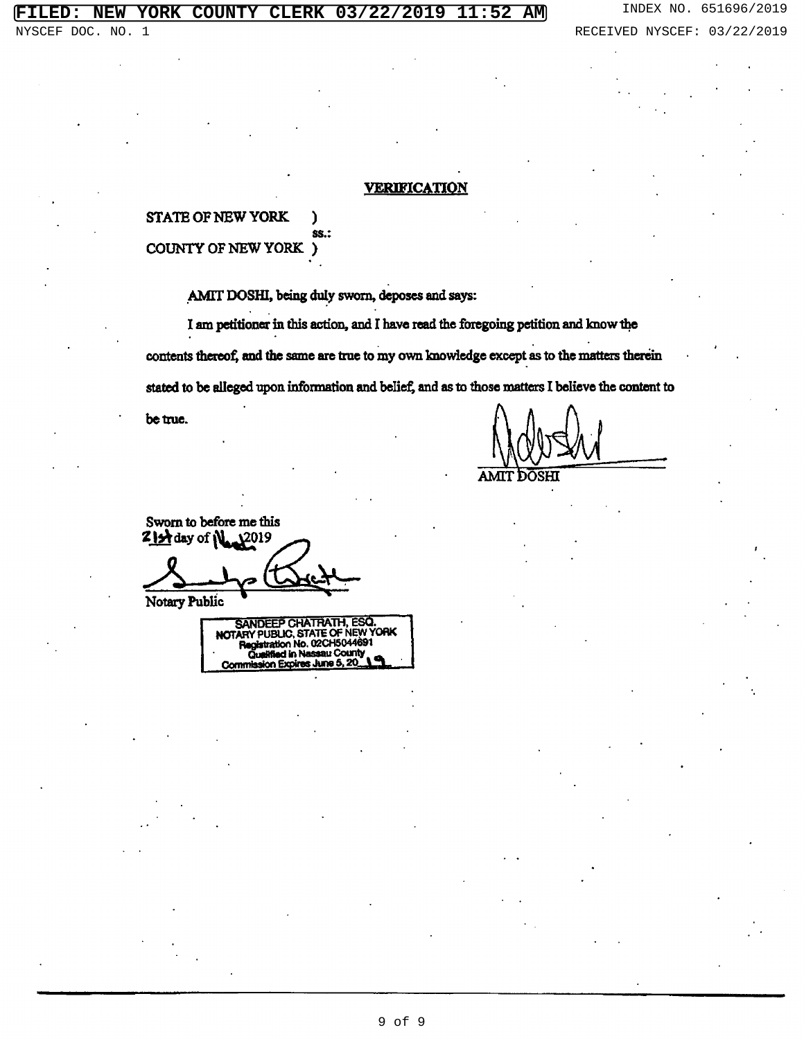## VERIFICATION

STATE OF NEW YORK )
ss.:
COUNTY OF NEW YORK )

AMIT DOSHI, being duly sworn, deposes and says:

I am petitioner in this action, and I have read the foregoing petition and know the contents thereof, and the same are true to my own knowledge except as to the matters therein stated to be alleged upon information and belief, and as to those matters I believe the content to be true.

AMIT DOSHI

Sworn to before me this
21st day of March 2019

Notary Public

SANDEEP CHATRATH, ESQ.
NOTARY PUBLIC, STATE OF NEW YORK
Registration No. 02CH5044691
Qualified in Nassau County
Commission Expires June 5, 2019